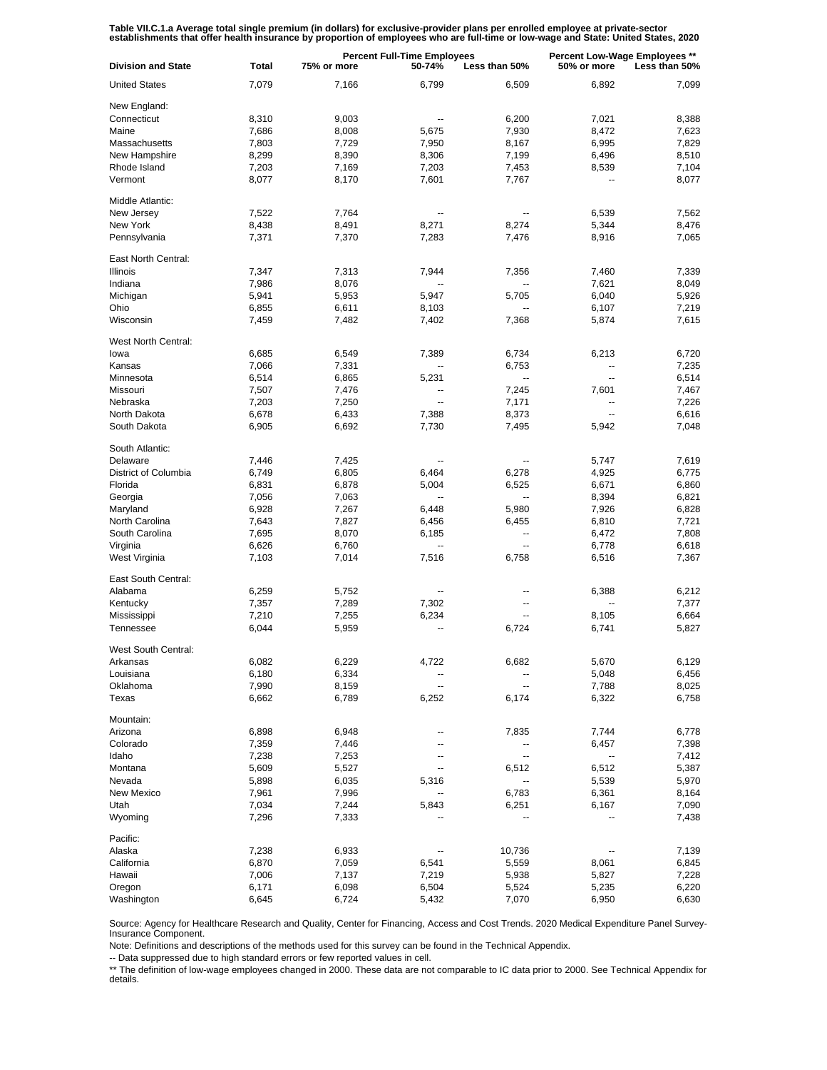**Table VII.C.1.a Average total single premium (in dollars) for exclusive-provider plans per enrolled employee at private-sector establishments that offer health insurance by proportion of employees who are full-time or low-wage and State: United States, 2020**

| Division and State | Total | Percent Full-Time Employees 75% or more | 50-74% | Less than 50% | Percent Low-Wage Employees ** 50% or more | Less than 50% |
|---|---|---|---|---|---|---|
| United States | 7,079 | 7,166 | 6,799 | 6,509 | 6,892 | 7,099 |
| New England: | | | | | | |
| Connecticut | 8,310 | 9,003 | -- | 6,200 | 7,021 | 8,388 |
| Maine | 7,686 | 8,008 | 5,675 | 7,930 | 8,472 | 7,623 |
| Massachusetts | 7,803 | 7,729 | 7,950 | 8,167 | 6,995 | 7,829 |
| New Hampshire | 8,299 | 8,390 | 8,306 | 7,199 | 6,496 | 8,510 |
| Rhode Island | 7,203 | 7,169 | 7,203 | 7,453 | 8,539 | 7,104 |
| Vermont | 8,077 | 8,170 | 7,601 | 7,767 | -- | 8,077 |
| Middle Atlantic: | | | | | | |
| New Jersey | 7,522 | 7,764 | -- | -- | 6,539 | 7,562 |
| New York | 8,438 | 8,491 | 8,271 | 8,274 | 5,344 | 8,476 |
| Pennsylvania | 7,371 | 7,370 | 7,283 | 7,476 | 8,916 | 7,065 |
| East North Central: | | | | | | |
| Illinois | 7,347 | 7,313 | 7,944 | 7,356 | 7,460 | 7,339 |
| Indiana | 7,986 | 8,076 | -- | -- | 7,621 | 8,049 |
| Michigan | 5,941 | 5,953 | 5,947 | 5,705 | 6,040 | 5,926 |
| Ohio | 6,855 | 6,611 | 8,103 | -- | 6,107 | 7,219 |
| Wisconsin | 7,459 | 7,482 | 7,402 | 7,368 | 5,874 | 7,615 |
| West North Central: | | | | | | |
| Iowa | 6,685 | 6,549 | 7,389 | 6,734 | 6,213 | 6,720 |
| Kansas | 7,066 | 7,331 | -- | 6,753 | -- | 7,235 |
| Minnesota | 6,514 | 6,865 | 5,231 | -- | -- | 6,514 |
| Missouri | 7,507 | 7,476 | -- | 7,245 | 7,601 | 7,467 |
| Nebraska | 7,203 | 7,250 | -- | 7,171 | -- | 7,226 |
| North Dakota | 6,678 | 6,433 | 7,388 | 8,373 | -- | 6,616 |
| South Dakota | 6,905 | 6,692 | 7,730 | 7,495 | 5,942 | 7,048 |
| South Atlantic: | | | | | | |
| Delaware | 7,446 | 7,425 | -- | -- | 5,747 | 7,619 |
| District of Columbia | 6,749 | 6,805 | 6,464 | 6,278 | 4,925 | 6,775 |
| Florida | 6,831 | 6,878 | 5,004 | 6,525 | 6,671 | 6,860 |
| Georgia | 7,056 | 7,063 | -- | -- | 8,394 | 6,821 |
| Maryland | 6,928 | 7,267 | 6,448 | 5,980 | 7,926 | 6,828 |
| North Carolina | 7,643 | 7,827 | 6,456 | 6,455 | 6,810 | 7,721 |
| South Carolina | 7,695 | 8,070 | 6,185 | -- | 6,472 | 7,808 |
| Virginia | 6,626 | 6,760 | -- | -- | 6,778 | 6,618 |
| West Virginia | 7,103 | 7,014 | 7,516 | 6,758 | 6,516 | 7,367 |
| East South Central: | | | | | | |
| Alabama | 6,259 | 5,752 | -- | -- | 6,388 | 6,212 |
| Kentucky | 7,357 | 7,289 | 7,302 | -- | -- | 7,377 |
| Mississippi | 7,210 | 7,255 | 6,234 | -- | 8,105 | 6,664 |
| Tennessee | 6,044 | 5,959 | -- | 6,724 | 6,741 | 5,827 |
| West South Central: | | | | | | |
| Arkansas | 6,082 | 6,229 | 4,722 | 6,682 | 5,670 | 6,129 |
| Louisiana | 6,180 | 6,334 | -- | -- | 5,048 | 6,456 |
| Oklahoma | 7,990 | 8,159 | -- | -- | 7,788 | 8,025 |
| Texas | 6,662 | 6,789 | 6,252 | 6,174 | 6,322 | 6,758 |
| Mountain: | | | | | | |
| Arizona | 6,898 | 6,948 | -- | 7,835 | 7,744 | 6,778 |
| Colorado | 7,359 | 7,446 | -- | -- | 6,457 | 7,398 |
| Idaho | 7,238 | 7,253 | -- | -- | -- | 7,412 |
| Montana | 5,609 | 5,527 | -- | 6,512 | 6,512 | 5,387 |
| Nevada | 5,898 | 6,035 | 5,316 | -- | 5,539 | 5,970 |
| New Mexico | 7,961 | 7,996 | -- | 6,783 | 6,361 | 8,164 |
| Utah | 7,034 | 7,244 | 5,843 | 6,251 | 6,167 | 7,090 |
| Wyoming | 7,296 | 7,333 | -- | -- | -- | 7,438 |
| Pacific: | | | | | | |
| Alaska | 7,238 | 6,933 | -- | 10,736 | -- | 7,139 |
| California | 6,870 | 7,059 | 6,541 | 5,559 | 8,061 | 6,845 |
| Hawaii | 7,006 | 7,137 | 7,219 | 5,938 | 5,827 | 7,228 |
| Oregon | 6,171 | 6,098 | 6,504 | 5,524 | 5,235 | 6,220 |
| Washington | 6,645 | 6,724 | 5,432 | 7,070 | 6,950 | 6,630 |

Source: Agency for Healthcare Research and Quality, Center for Financing, Access and Cost Trends. 2020 Medical Expenditure Panel Survey-Insurance Component.

Note: Definitions and descriptions of the methods used for this survey can be found in the Technical Appendix.

-- Data suppressed due to high standard errors or few reported values in cell.

** The definition of low-wage employees changed in 2000. These data are not comparable to IC data prior to 2000. See Technical Appendix for details.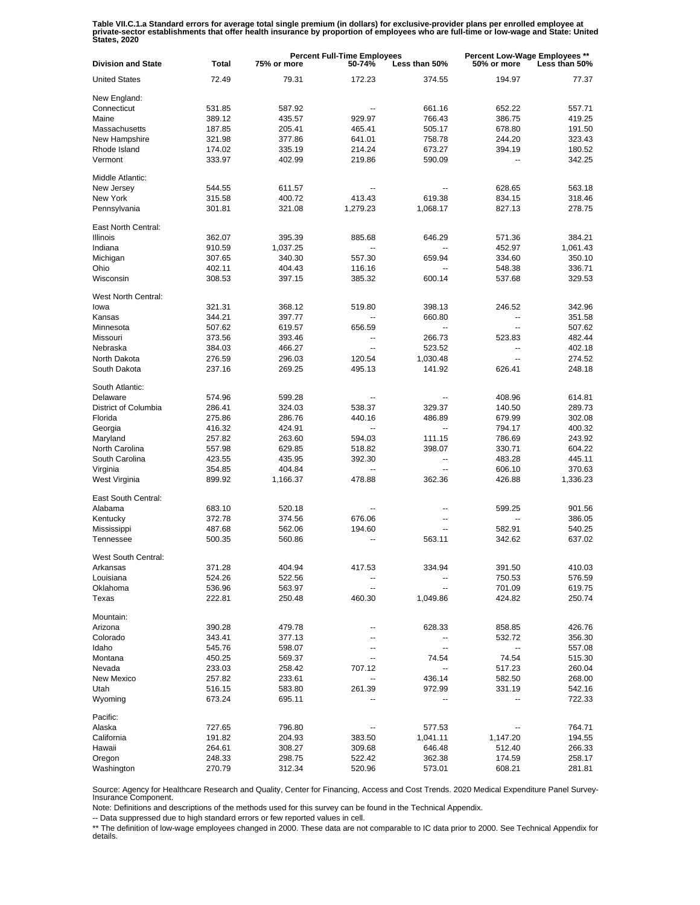**Table VII.C.1.a Standard errors for average total single premium (in dollars) for exclusive-provider plans per enrolled employee at private-sector establishments that offer health insurance by proportion of employees who are full-time or low-wage and State: United States, 2020**

| Division and State | Total | Percent Full-Time Employees 75% or more | 50-74% | Less than 50% | Percent Low-Wage Employees ** 50% or more | Less than 50% |
|---|---|---|---|---|---|---|
| United States | 72.49 | 79.31 | 172.23 | 374.55 | 194.97 | 77.37 |
| New England: | | | | | | |
| Connecticut | 531.85 | 587.92 | -- | 661.16 | 652.22 | 557.71 |
| Maine | 389.12 | 435.57 | 929.97 | 766.43 | 386.75 | 419.25 |
| Massachusetts | 187.85 | 205.41 | 465.41 | 505.17 | 678.80 | 191.50 |
| New Hampshire | 321.98 | 377.86 | 641.01 | 758.78 | 244.20 | 323.43 |
| Rhode Island | 174.02 | 335.19 | 214.24 | 673.27 | 394.19 | 180.52 |
| Vermont | 333.97 | 402.99 | 219.86 | 590.09 | -- | 342.25 |
| Middle Atlantic: | | | | | | |
| New Jersey | 544.55 | 611.57 | -- | -- | 628.65 | 563.18 |
| New York | 315.58 | 400.72 | 413.43 | 619.38 | 834.15 | 318.46 |
| Pennsylvania | 301.81 | 321.08 | 1,279.23 | 1,068.17 | 827.13 | 278.75 |
| East North Central: | | | | | | |
| Illinois | 362.07 | 395.39 | 885.68 | 646.29 | 571.36 | 384.21 |
| Indiana | 910.59 | 1,037.25 | -- | -- | 452.97 | 1,061.43 |
| Michigan | 307.65 | 340.30 | 557.30 | 659.94 | 334.60 | 350.10 |
| Ohio | 402.11 | 404.43 | 116.16 | -- | 548.38 | 336.71 |
| Wisconsin | 308.53 | 397.15 | 385.32 | 600.14 | 537.68 | 329.53 |
| West North Central: | | | | | | |
| Iowa | 321.31 | 368.12 | 519.80 | 398.13 | 246.52 | 342.96 |
| Kansas | 344.21 | 397.77 | -- | 660.80 | -- | 351.58 |
| Minnesota | 507.62 | 619.57 | 656.59 | -- | -- | 507.62 |
| Missouri | 373.56 | 393.46 | -- | 266.73 | 523.83 | 482.44 |
| Nebraska | 384.03 | 466.27 | -- | 523.52 | -- | 402.18 |
| North Dakota | 276.59 | 296.03 | 120.54 | 1,030.48 | -- | 274.52 |
| South Dakota | 237.16 | 269.25 | 495.13 | 141.92 | 626.41 | 248.18 |
| South Atlantic: | | | | | | |
| Delaware | 574.96 | 599.28 | -- | -- | 408.96 | 614.81 |
| District of Columbia | 286.41 | 324.03 | 538.37 | 329.37 | 140.50 | 289.73 |
| Florida | 275.86 | 286.76 | 440.16 | 486.89 | 679.99 | 302.08 |
| Georgia | 416.32 | 424.91 | -- | -- | 794.17 | 400.32 |
| Maryland | 257.82 | 263.60 | 594.03 | 111.15 | 786.69 | 243.92 |
| North Carolina | 557.98 | 629.85 | 518.82 | 398.07 | 330.71 | 604.22 |
| South Carolina | 423.55 | 435.95 | 392.30 | -- | 483.28 | 445.11 |
| Virginia | 354.85 | 404.84 | -- | -- | 606.10 | 370.63 |
| West Virginia | 899.92 | 1,166.37 | 478.88 | 362.36 | 426.88 | 1,336.23 |
| East South Central: | | | | | | |
| Alabama | 683.10 | 520.18 | -- | -- | 599.25 | 901.56 |
| Kentucky | 372.78 | 374.56 | 676.06 | -- | -- | 386.05 |
| Mississippi | 487.68 | 562.06 | 194.60 | -- | 582.91 | 540.25 |
| Tennessee | 500.35 | 560.86 | -- | 563.11 | 342.62 | 637.02 |
| West South Central: | | | | | | |
| Arkansas | 371.28 | 404.94 | 417.53 | 334.94 | 391.50 | 410.03 |
| Louisiana | 524.26 | 522.56 | -- | -- | 750.53 | 576.59 |
| Oklahoma | 536.96 | 563.97 | -- | -- | 701.09 | 619.75 |
| Texas | 222.81 | 250.48 | 460.30 | 1,049.86 | 424.82 | 250.74 |
| Mountain: | | | | | | |
| Arizona | 390.28 | 479.78 | -- | 628.33 | 858.85 | 426.76 |
| Colorado | 343.41 | 377.13 | -- | -- | 532.72 | 356.30 |
| Idaho | 545.76 | 598.07 | -- | -- | -- | 557.08 |
| Montana | 450.25 | 569.37 | -- | 74.54 | 74.54 | 515.30 |
| Nevada | 233.03 | 258.42 | 707.12 | -- | 517.23 | 260.04 |
| New Mexico | 257.82 | 233.61 | -- | 436.14 | 582.50 | 268.00 |
| Utah | 516.15 | 583.80 | 261.39 | 972.99 | 331.19 | 542.16 |
| Wyoming | 673.24 | 695.11 | -- | -- | -- | 722.33 |
| Pacific: | | | | | | |
| Alaska | 727.65 | 796.80 | -- | 577.53 | -- | 764.71 |
| California | 191.82 | 204.93 | 383.50 | 1,041.11 | 1,147.20 | 194.55 |
| Hawaii | 264.61 | 308.27 | 309.68 | 646.48 | 512.40 | 266.33 |
| Oregon | 248.33 | 298.75 | 522.42 | 362.38 | 174.59 | 258.17 |
| Washington | 270.79 | 312.34 | 520.96 | 573.01 | 608.21 | 281.81 |

Source: Agency for Healthcare Research and Quality, Center for Financing, Access and Cost Trends. 2020 Medical Expenditure Panel Survey-Insurance Component.

Note: Definitions and descriptions of the methods used for this survey can be found in the Technical Appendix.

-- Data suppressed due to high standard errors or few reported values in cell.

** The definition of low-wage employees changed in 2000. These data are not comparable to IC data prior to 2000. See Technical Appendix for details.